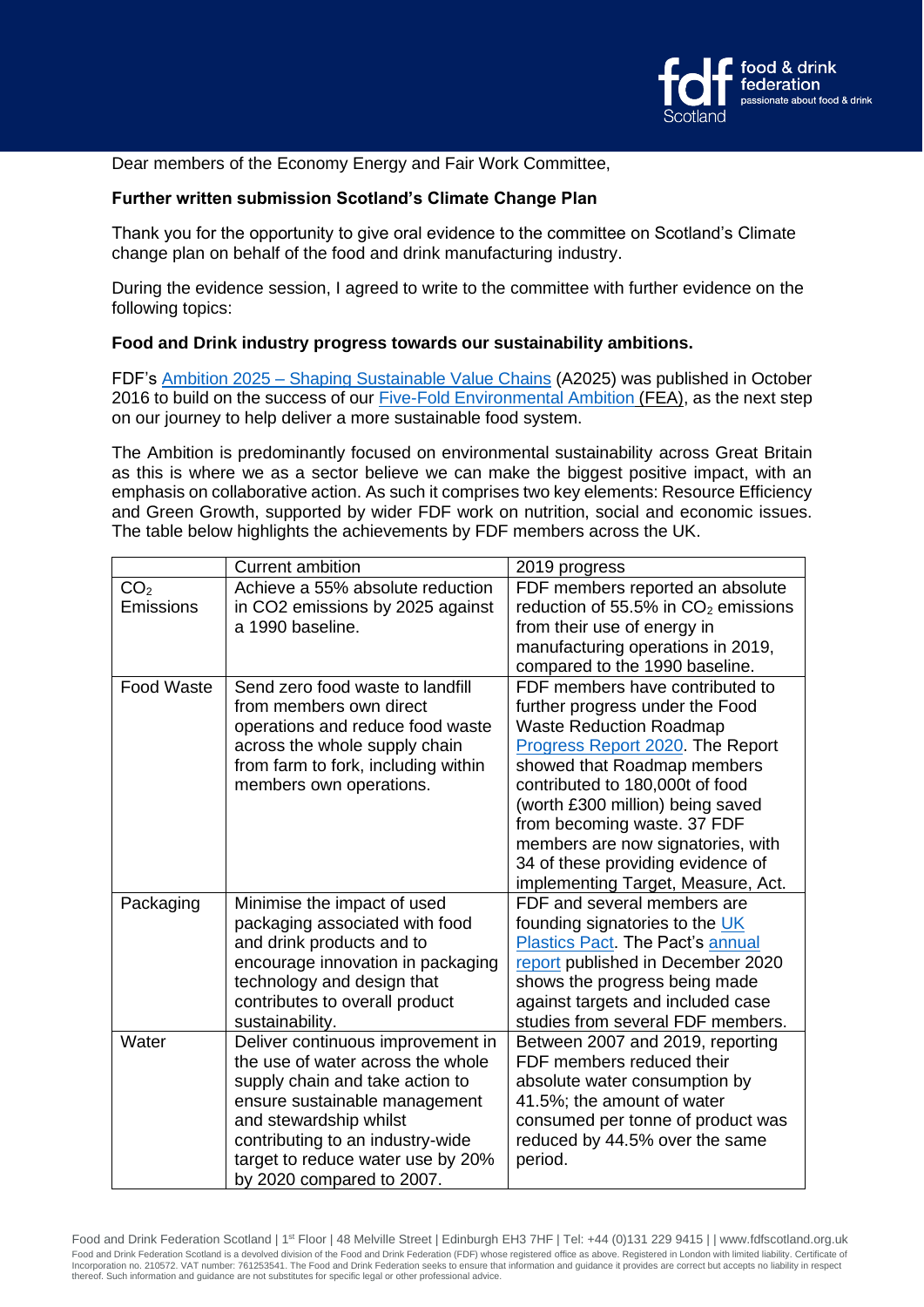Dear members of the Economy Energy and Fair Work Committee,

**Further written submission Scotland's Climate Change Plan**

Thank you for the opportunity to give oral evidence to the committee on Scotland's Climate change plan on behalf of the food and drink manufacturing industry.

During the evidence session, I agreed to write to the committee with further evidence on the following topics:

**Food and Drink industry progress towards our sustainability ambitions.**

FDF's Ambition 2025 – Shaping Sustainable Value Chains (A2025) was published in October 2016 to build on the success of our Five-Fold Environmental Ambition (FEA), as the next step on our journey to help deliver a more sustainable food system.

The Ambition is predominantly focused on environmental sustainability across Great Britain as this is where we as a sector believe we can make the biggest positive impact, with an emphasis on collaborative action. As such it comprises two key elements: Resource Efficiency and Green Growth, supported by wider FDF work on nutrition, social and economic issues. The table below highlights the achievements by FDF members across the UK.

| | Current ambition | 2019 progress |
|---|---|---|
| $CO_2$ Emissions | Achieve a 55% absolute reduction in CO2 emissions by 2025 against a 1990 baseline. | FDF members reported an absolute reduction of 55.5% in $CO_2$ emissions from their use of energy in manufacturing operations in 2019, compared to the 1990 baseline. |
| Food Waste | Send zero food waste to landfill from members own direct operations and reduce food waste across the whole supply chain from farm to fork, including within members own operations. | FDF members have contributed to further progress under the Food Waste Reduction Roadmap Progress Report 2020. The Report showed that Roadmap members contributed to 180,000t of food (worth £300 million) being saved from becoming waste. 37 FDF members are now signatories, with 34 of these providing evidence of implementing Target, Measure, Act. |
| Packaging | Minimise the impact of used packaging associated with food and drink products and to encourage innovation in packaging technology and design that contributes to overall product sustainability. | FDF and several members are founding signatories to the UK Plastics Pact. The Pact's annual report published in December 2020 shows the progress being made against targets and included case studies from several FDF members. |
| Water | Deliver continuous improvement in the use of water across the whole supply chain and take action to ensure sustainable management and stewardship whilst contributing to an industry-wide target to reduce water use by 20% by 2020 compared to 2007. | Between 2007 and 2019, reporting FDF members reduced their absolute water consumption by 41.5%; the amount of water consumed per tonne of product was reduced by 44.5% over the same period. |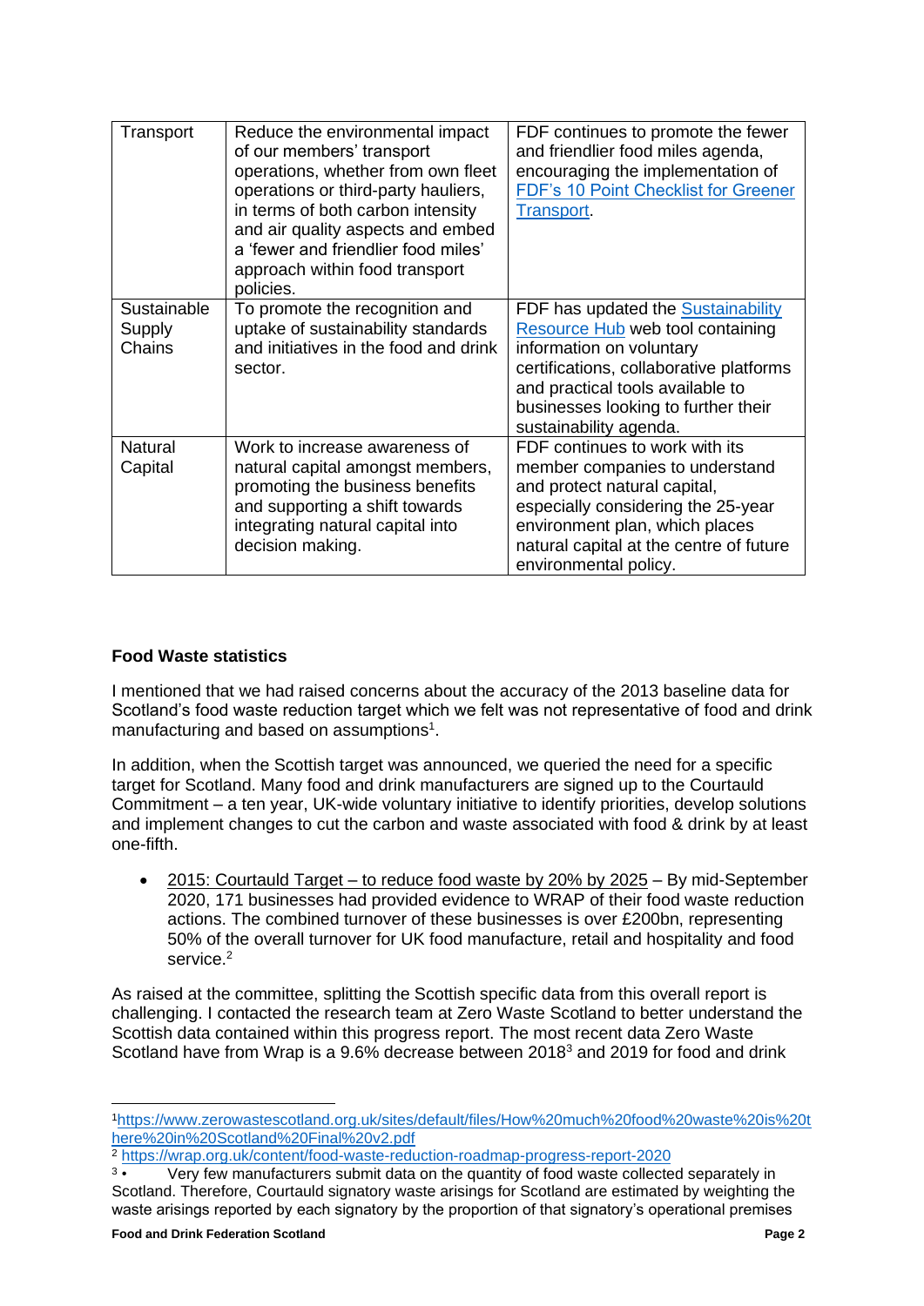| Transport | Reduce the environmental impact of our members' transport operations, whether from own fleet operations or third-party hauliers, in terms of both carbon intensity and air quality aspects and embed a 'fewer and friendlier food miles' approach within food transport policies. | FDF continues to promote the fewer and friendlier food miles agenda, encouraging the implementation of FDF's 10 Point Checklist for Greener Transport. |
|---|---|---|
| Sustainable Supply Chains | To promote the recognition and uptake of sustainability standards and initiatives in the food and drink sector. | FDF has updated the Sustainability Resource Hub web tool containing information on voluntary certifications, collaborative platforms and practical tools available to businesses looking to further their sustainability agenda. |
| Natural Capital | Work to increase awareness of natural capital amongst members, promoting the business benefits and supporting a shift towards integrating natural capital into decision making. | FDF continues to work with its member companies to understand and protect natural capital, especially considering the 25-year environment plan, which places natural capital at the centre of future environmental policy. |

**Food Waste statistics**

I mentioned that we had raised concerns about the accuracy of the 2013 baseline data for Scotland's food waste reduction target which we felt was not representative of food and drink manufacturing and based on assumptions[1].

In addition, when the Scottish target was announced, we queried the need for a specific target for Scotland. Many food and drink manufacturers are signed up to the Courtauld Commitment – a ten year, UK-wide voluntary initiative to identify priorities, develop solutions and implement changes to cut the carbon and waste associated with food & drink by at least one-fifth.

- 2015: Courtauld Target – to reduce food waste by 20% by 2025 – By mid-September 2020, 171 businesses had provided evidence to WRAP of their food waste reduction actions. The combined turnover of these businesses is over £200bn, representing 50% of the overall turnover for UK food manufacture, retail and hospitality and food service.[2]

As raised at the committee, splitting the Scottish specific data from this overall report is challenging. I contacted the research team at Zero Waste Scotland to better understand the Scottish data contained within this progress report. The most recent data Zero Waste Scotland have from Wrap is a 9.6% decrease between 2018[3] and 2019 for food and drink

[1] https://www.zerowastescotland.org.uk/sites/default/files/How%20much%20food%20waste%20is%20there%20in%20Scotland%20Final%20v2.pdf

[2] https://wrap.org.uk/content/food-waste-reduction-roadmap-progress-report-2020

[3] • Very few manufacturers submit data on the quantity of food waste collected separately in Scotland. Therefore, Courtauld signatory waste arisings for Scotland are estimated by weighting the waste arisings reported by each signatory by the proportion of that signatory's operational premises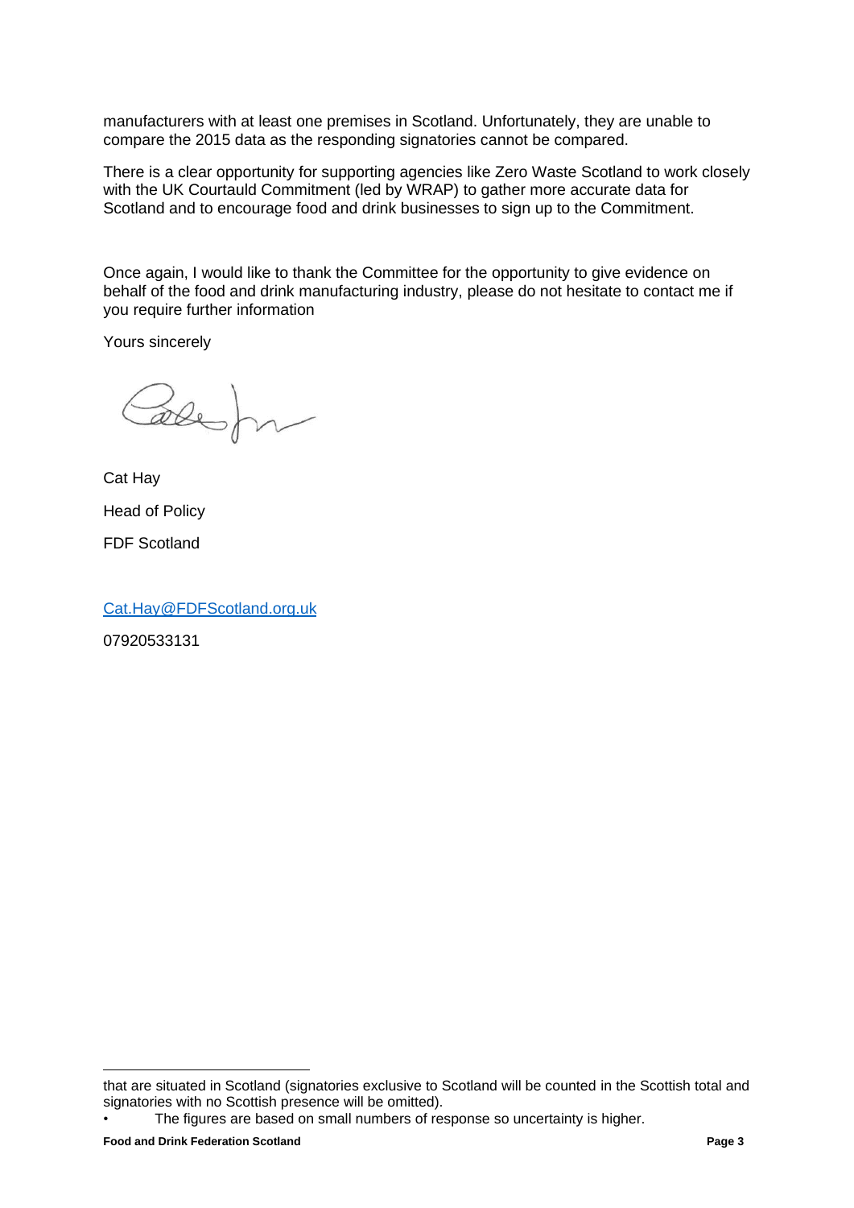manufacturers with at least one premises in Scotland. Unfortunately, they are unable to compare the 2015 data as the responding signatories cannot be compared.

There is a clear opportunity for supporting agencies like Zero Waste Scotland to work closely with the UK Courtauld Commitment (led by WRAP) to gather more accurate data for Scotland and to encourage food and drink businesses to sign up to the Commitment.

Once again, I would like to thank the Committee for the opportunity to give evidence on behalf of the food and drink manufacturing industry, please do not hesitate to contact me if you require further information

Yours sincerely

Cat Hay

Head of Policy

FDF Scotland

[Cat.Hay@FDFScotland.org.uk](mailto:Cat.Hay@FDFScotland.org.uk)

07920533131

---

that are situated in Scotland (signatories exclusive to Scotland will be counted in the Scottish total and signatories with no Scottish presence will be omitted).

- The figures are based on small numbers of response so uncertainty is higher.